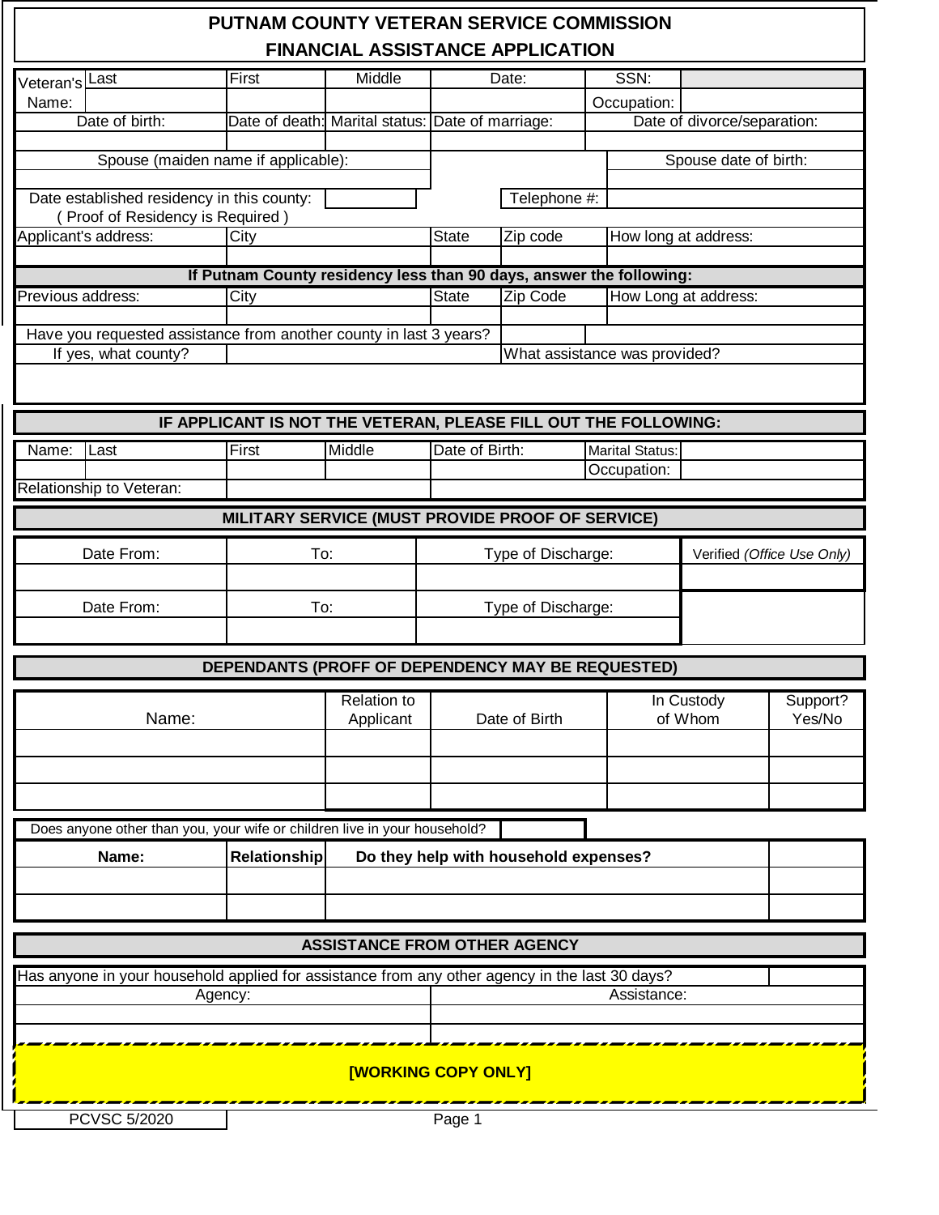# PUTNAM COUNTY VETERAN SERVICE COMMISSION
## FINANCIAL ASSISTANCE APPLICATION

| Veteran's Name: | Last | First | Middle | Date: | SSN: | |
|---|---|---|---|---|---|---|
| | | | | | Occupation: | |
| Date of birth: | | Date of death: | Marital status: | Date of marriage: | Date of divorce/separation: | |
| | | | | | | |

| Spouse (maiden name if applicable): | Spouse date of birth: |
|---|---|
| | |

Date established residency in this county: ________ Telephone #: ________
( Proof of Residency is Required )

| Applicant's address: | City | State | Zip code | How long at address: |
|---|---|---|---|---|
| | | | | |

**If Putnam County residency less than 90 days, answer the following:**

| Previous address: | City | State | Zip Code | How Long at address: |
|---|---|---|---|---|
| | | | | |

Have you requested assistance from another county in last 3 years? ________

If yes, what county? ________ What assistance was provided? ________

## IF APPLICANT IS NOT THE VETERAN, PLEASE FILL OUT THE FOLLOWING:

| Name: | Last | First | Middle | Date of Birth: | Marital Status: | |
|---|---|---|---|---|---|---|
| | | | | | Occupation: | |
| Relationship to Veteran: | | | | | | |

## MILITARY SERVICE (MUST PROVIDE PROOF OF SERVICE)

| Date From: | To: | Type of Discharge: | Verified *(Office Use Only)* |
|---|---|---|---|
| | | | |
| Date From: | To: | Type of Discharge: | |
| | | | |

## DEPENDANTS (PROFF OF DEPENDENCY MAY BE REQUESTED)

| Name: | Relation to Applicant | Date of Birth | In Custody of Whom | Support? Yes/No |
|---|---|---|---|---|
| | | | | |
| | | | | |
| | | | | |

Does anyone other than you, your wife or children live in your household? ________

| Name: | Relationship | Do they help with household expenses? | |
|---|---|---|---|
| | | | |
| | | | |

## ASSISTANCE FROM OTHER AGENCY

Has anyone in your household applied for assistance from any other agency in the last 30 days? ________

| Agency: | Assistance: |
|---|---|
| | |
| | |

**[WORKING COPY ONLY]**

PCVSC 5/2020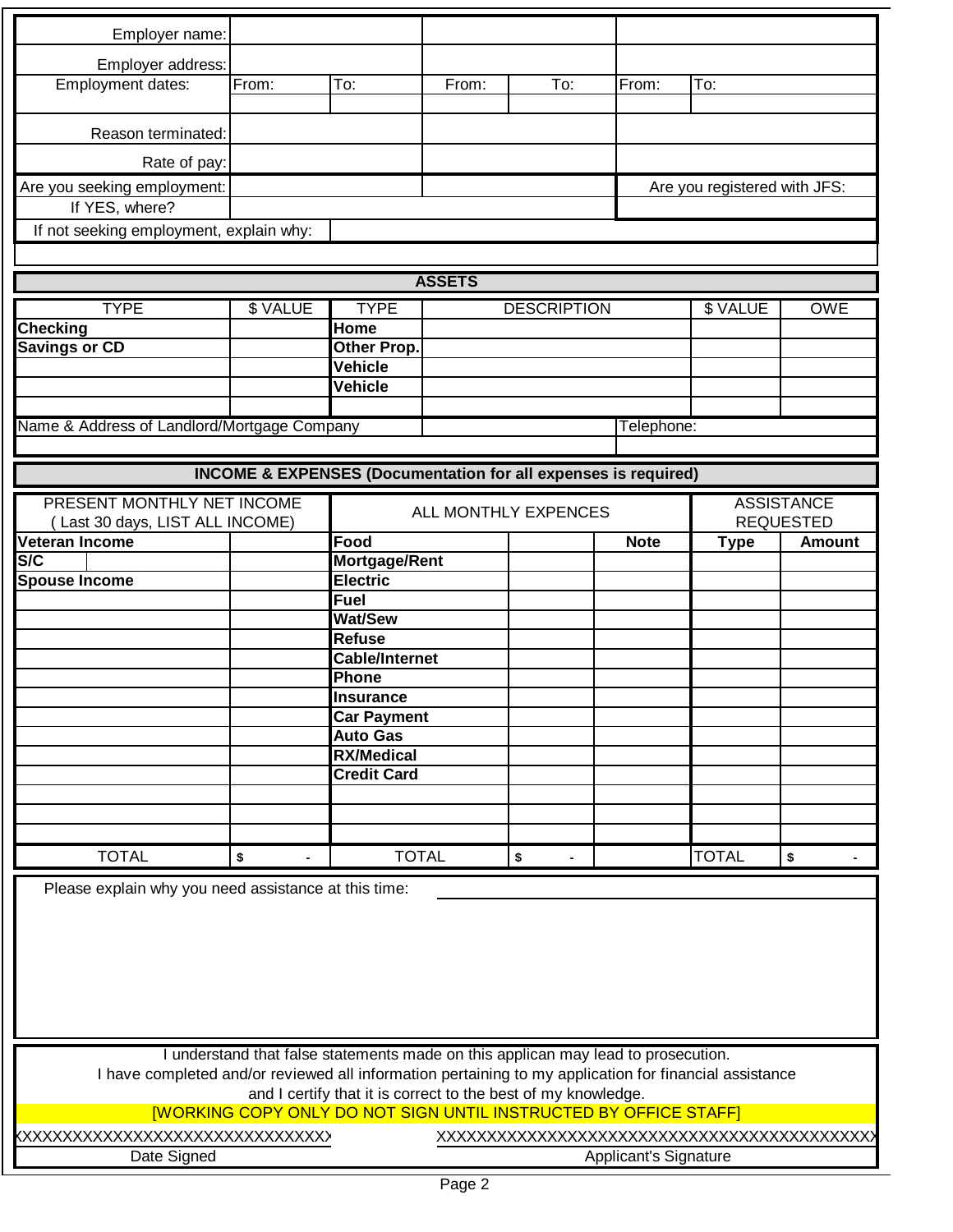| | | | | | | |
|---|---|---|---|---|---|---|
| Employer name: | | | | | | |
| Employer address: | | | | | | |
| Employment dates: | From: | To: | From: | To: | From: | To: |
| | | | | | | |
| Reason terminated: | | | | | | |
| Rate of pay: | | | | | | |
| Are you seeking employment: | | | | | Are you registered with JFS: | |
| If YES, where? | | | | | | |
| If not seeking employment, explain why: | | | | | | |

## ASSETS

| TYPE | $ VALUE | TYPE | DESCRIPTION | $ VALUE | OWE |
|---|---|---|---|---|---|
| **Checking** | | **Home** | | | |
| **Savings or CD** | | **Other Prop.** | | | |
| | | **Vehicle** | | | |
| | | **Vehicle** | | | |
| | | | | | |

| Name & Address of Landlord/Mortgage Company | | Telephone: |
|---|---|---|
| | | |

## INCOME & EXPENSES (Documentation for all expenses is required)

| PRESENT MONTHLY NET INCOME ( Last 30 days, LIST ALL INCOME) | | ALL MONTHLY EXPENCES | | | ASSISTANCE REQUESTED | |
|---|---|---|---|---|---|---|
| **Veteran Income** | | **Food** | | **Note** | **Type** | **Amount** |
| **S/C** | | **Mortgage/Rent** | | | | |
| **Spouse Income** | | **Electric** | | | | |
| | | **Fuel** | | | | |
| | | **Wat/Sew** | | | | |
| | | **Refuse** | | | | |
| | | **Cable/Internet** | | | | |
| | | **Phone** | | | | |
| | | **Insurance** | | | | |
| | | **Car Payment** | | | | |
| | | **Auto Gas** | | | | |
| | | **RX/Medical** | | | | |
| | | **Credit Card** | | | | |
| | | | | | | |
| | | | | | | |
| | | | | | | |
| TOTAL | $ - | TOTAL | $ - | | TOTAL | $ - |

Please explain why you need assistance at this time:

I understand that false statements made on this applican may lead to prosecution.
I have completed and/or reviewed all information pertaining to my application for financial assistance and I certify that it is correct to the best of my knowledge.

[WORKING COPY ONLY DO NOT SIGN UNTIL INSTRUCTED BY OFFICE STAFF]

XXXXXXXXXXXXXXXXXXXXXXXXXXXXXXXX — Date Signed

XXXXXXXXXXXXXXXXXXXXXXXXXXXXXXXXXXXXXXXXXXXX — Applicant's Signature